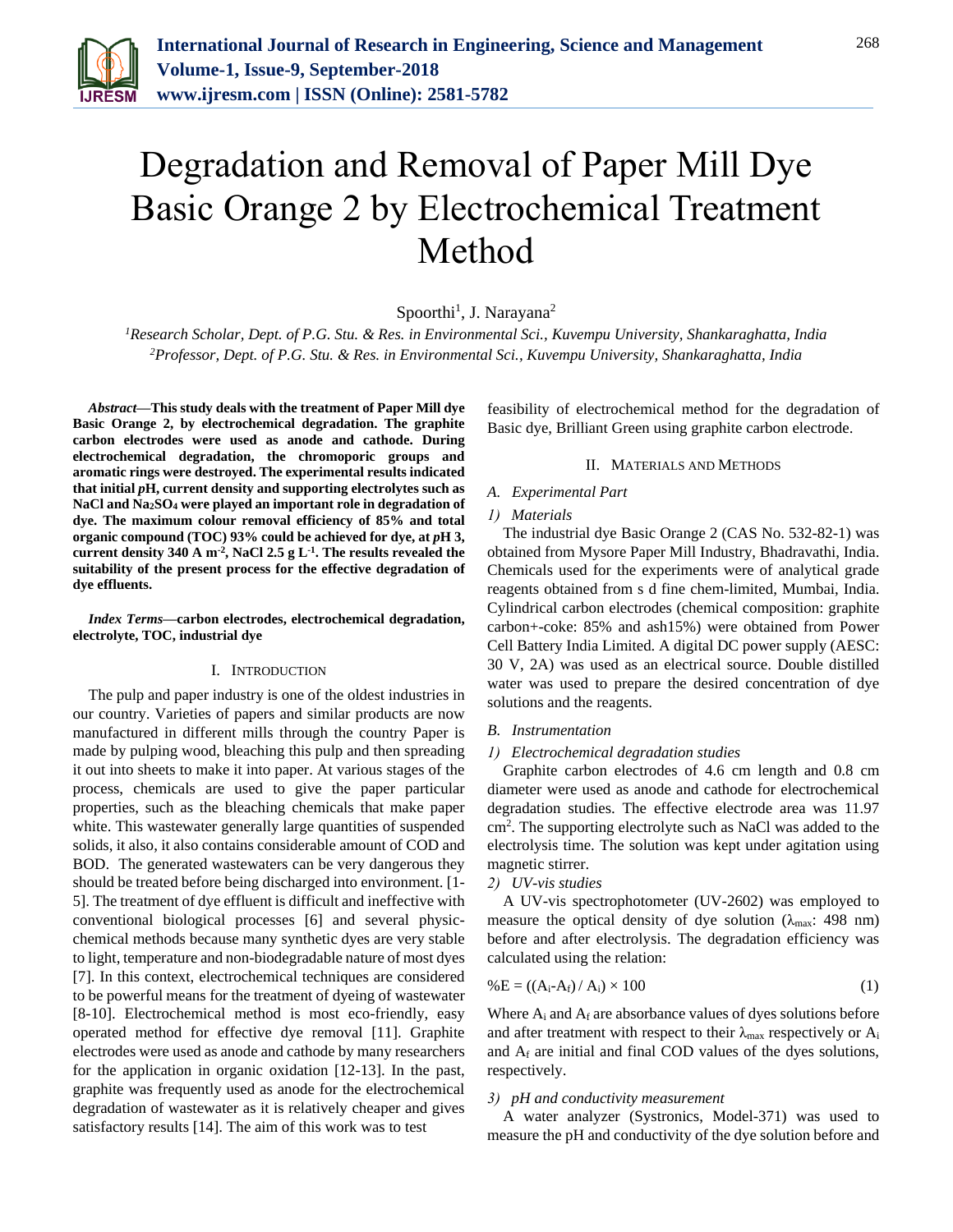# Degradation and Removal of Paper Mill Dye Basic Orange 2 by Electrochemical Treatment Method

Spoorthi[1], J. Narayana[2]

[1]*Research Scholar, Dept. of P.G. Stu. & Res. in Environmental Sci., Kuvempu University, Shankaraghatta, India*
[2]*Professor, Dept. of P.G. Stu. & Res. in Environmental Sci., Kuvempu University, Shankaraghatta, India*

***Abstract*—This study deals with the treatment of Paper Mill dye Basic Orange 2, by electrochemical degradation. The graphite carbon electrodes were used as anode and cathode. During electrochemical degradation, the chromoporic groups and aromatic rings were destroyed. The experimental results indicated that initial *p*H, current density and supporting electrolytes such as NaCl and $Na_2SO_4$ were played an important role in degradation of dye. The maximum colour removal efficiency of 85% and total organic compound (TOC) 93% could be achieved for dye, at *p*H 3, current density 340 A $m^{-2}$, NaCl 2.5 g $L^{-1}$. The results revealed the suitability of the present process for the effective degradation of dye effluents.**

***Index Terms*—carbon electrodes, electrochemical degradation, electrolyte, TOC, industrial dye**

## I. Introduction

The pulp and paper industry is one of the oldest industries in our country. Varieties of papers and similar products are now manufactured in different mills through the country Paper is made by pulping wood, bleaching this pulp and then spreading it out into sheets to make it into paper. At various stages of the process, chemicals are used to give the paper particular properties, such as the bleaching chemicals that make paper white. This wastewater generally large quantities of suspended solids, it also, it also contains considerable amount of COD and BOD. The generated wastewaters can be very dangerous they should be treated before being discharged into environment. [1-5]. The treatment of dye effluent is difficult and ineffective with conventional biological processes [6] and several physic-chemical methods because many synthetic dyes are very stable to light, temperature and non-biodegradable nature of most dyes [7]. In this context, electrochemical techniques are considered to be powerful means for the treatment of dyeing of wastewater [8-10]. Electrochemical method is most eco-friendly, easy operated method for effective dye removal [11]. Graphite electrodes were used as anode and cathode by many researchers for the application in organic oxidation [12-13]. In the past, graphite was frequently used as anode for the electrochemical degradation of wastewater as it is relatively cheaper and gives satisfactory results [14]. The aim of this work was to test feasibility of electrochemical method for the degradation of Basic dye, Brilliant Green using graphite carbon electrode.

## II. Materials and Methods

### A. Experimental Part

#### 1) Materials

The industrial dye Basic Orange 2 (CAS No. 532-82-1) was obtained from Mysore Paper Mill Industry, Bhadravathi, India. Chemicals used for the experiments were of analytical grade reagents obtained from s d fine chem-limited, Mumbai, India. Cylindrical carbon electrodes (chemical composition: graphite carbon+-coke: 85% and ash15%) were obtained from Power Cell Battery India Limited. A digital DC power supply (AESC: 30 V, 2A) was used as an electrical source. Double distilled water was used to prepare the desired concentration of dye solutions and the reagents.

### B. Instrumentation

#### 1) Electrochemical degradation studies

Graphite carbon electrodes of 4.6 cm length and 0.8 cm diameter were used as anode and cathode for electrochemical degradation studies. The effective electrode area was 11.97 $cm^2$. The supporting electrolyte such as NaCl was added to the electrolysis time. The solution was kept under agitation using magnetic stirrer.

#### 2) UV-vis studies

A UV-vis spectrophotometer (UV-2602) was employed to measure the optical density of dye solution ($\lambda_{max}$: 498 nm) before and after electrolysis. The degradation efficiency was calculated using the relation:

$$\%E = ((A_i - A_f) / A_i) \times 100 \quad (1)$$

Where $A_i$ and $A_f$ are absorbance values of dyes solutions before and after treatment with respect to their $\lambda_{max}$ respectively or $A_i$ and $A_f$ are initial and final COD values of the dyes solutions, respectively.

#### 3) pH and conductivity measurement

A water analyzer (Systronics, Model-371) was used to measure the pH and conductivity of the dye solution before and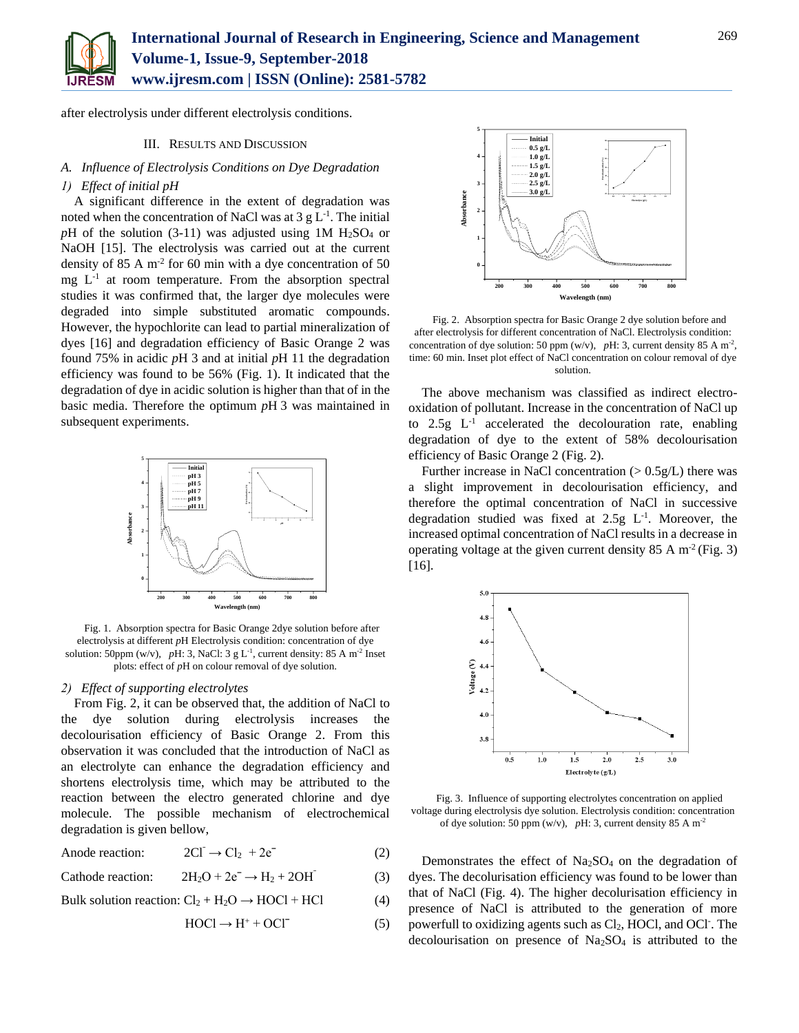after electrolysis under different electrolysis conditions.

## III. Results and Discussion

### *A. Influence of Electrolysis Conditions on Dye Degradation*

#### *1) Effect of initial pH*

A significant difference in the extent of degradation was noted when the concentration of NaCl was at 3 g $L^{-1}$. The initial *p*H of the solution (3-11) was adjusted using 1M $H_2SO_4$ or NaOH [15]. The electrolysis was carried out at the current density of 85 A $m^{-2}$ for 60 min with a dye concentration of 50 mg $L^{-1}$ at room temperature. From the absorption spectral studies it was confirmed that, the larger dye molecules were degraded into simple substituted aromatic compounds. However, the hypochlorite can lead to partial mineralization of dyes [16] and degradation efficiency of Basic Orange 2 was found 75% in acidic *p*H 3 and at initial *p*H 11 the degradation efficiency was found to be 56% (Fig. 1). It indicated that the degradation of dye in acidic solution is higher than that of in the basic media. Therefore the optimum *p*H 3 was maintained in subsequent experiments.

Fig. 1. Absorption spectra for Basic Orange 2dye solution before after electrolysis at different *p*H Electrolysis condition: concentration of dye solution: 50ppm (w/v), *p*H: 3, NaCl: 3 g $L^{-1}$, current density: 85 A $m^{-2}$ Inset plots: effect of *p*H on colour removal of dye solution.

#### *2) Effect of supporting electrolytes*

From Fig. 2, it can be observed that, the addition of NaCl to the dye solution during electrolysis increases the decolourisation efficiency of Basic Orange 2. From this observation it was concluded that the introduction of NaCl as an electrolyte can enhance the degradation efficiency and shortens electrolysis time, which may be attributed to the reaction between the electro generated chlorine and dye molecule. The possible mechanism of electrochemical degradation is given bellow,

Anode reaction: $2Cl^{-} \rightarrow Cl_2 + 2e^{-}$ (2)

Cathode reaction: $2H_2O + 2e^{-} \rightarrow H_2 + 2OH^{-}$ (3)

Bulk solution reaction: $Cl_2 + H_2O \rightarrow HOCl + HCl$ (4)

$HOCl \rightarrow H^{+} + OCl^{-}$ (5)

Fig. 2. Absorption spectra for Basic Orange 2 dye solution before and after electrolysis for different concentration of NaCl. Electrolysis condition: concentration of dye solution: 50 ppm (w/v), *p*H: 3, current density 85 A $m^{-2}$, time: 60 min. Inset plot effect of NaCl concentration on colour removal of dye solution.

The above mechanism was classified as indirect electro-oxidation of pollutant. Increase in the concentration of NaCl up to 2.5g $L^{-1}$ accelerated the decolouration rate, enabling degradation of dye to the extent of 58% decolourisation efficiency of Basic Orange 2 (Fig. 2).

Further increase in NaCl concentration (> 0.5g/L) there was a slight improvement in decolourisation efficiency, and therefore the optimal concentration of NaCl in successive degradation studied was fixed at 2.5g $L^{-1}$. Moreover, the increased optimal concentration of NaCl results in a decrease in operating voltage at the given current density 85 A $m^{-2}$ (Fig. 3) [16].

Fig. 3. Influence of supporting electrolytes concentration on applied voltage during electrolysis dye solution. Electrolysis condition: concentration of dye solution: 50 ppm (w/v), *p*H: 3, current density 85 A $m^{-2}$

Demonstrates the effect of $Na_2SO_4$ on the degradation of dyes. The decolurisation efficiency was found to be lower than that of NaCl (Fig. 4). The higher decolurisation efficiency in presence of NaCl is attributed to the generation of more powerfull to oxidizing agents such as $Cl_2$, HOCl, and $OCl^{-}$. The decolourisation on presence of $Na_2SO_4$ is attributed to the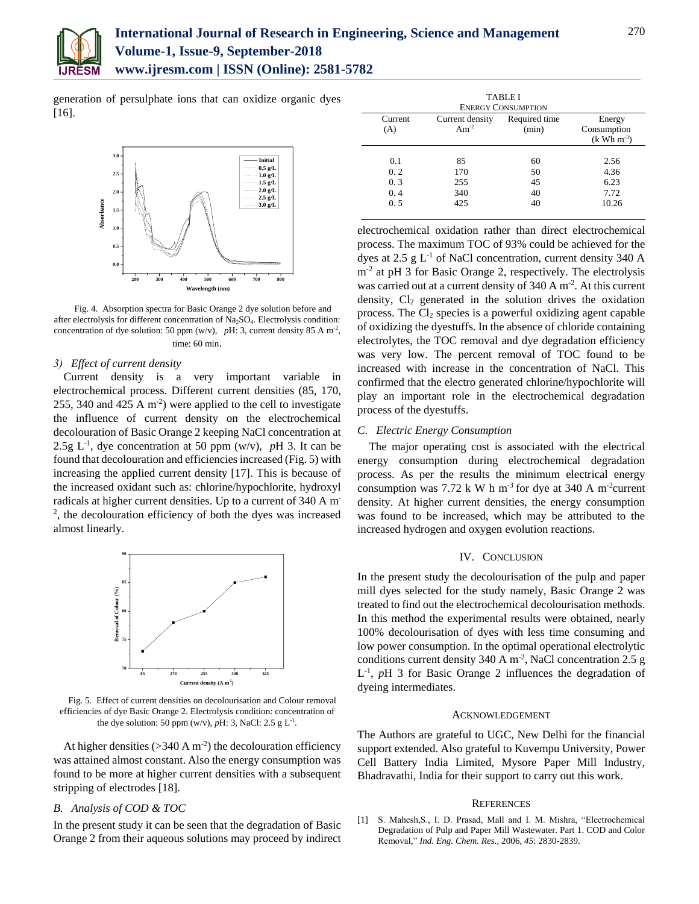generation of persulphate ions that can oxidize organic dyes [16].

Fig. 4. Absorption spectra for Basic Orange 2 dye solution before and after electrolysis for different concentration of $Na_2SO_4$. Electrolysis condition: concentration of dye solution: 50 ppm (w/v), *p*H: 3, current density 85 A $m^{-2}$, time: 60 min.

### 3) *Effect of current density*

Current density is a very important variable in electrochemical process. Different current densities (85, 170, 255, 340 and 425 A $m^{-2}$) were applied to the cell to investigate the influence of current density on the electrochemical decolouration of Basic Orange 2 keeping NaCl concentration at 2.5g $L^{-1}$, dye concentration at 50 ppm (w/v), *p*H 3. It can be found that decolouration and efficiencies increased (Fig. 5) with increasing the applied current density [17]. This is because of the increased oxidant such as: chlorine/hypochlorite, hydroxyl radicals at higher current densities. Up to a current of 340 A $m^{-2}$, the decolouration efficiency of both the dyes was increased almost linearly.

Fig. 5. Effect of current densities on decolourisation and Colour removal efficiencies of dye Basic Orange 2. Electrolysis condition: concentration of the dye solution: 50 ppm (w/v), *p*H: 3, NaCl: 2.5 g $L^{-1}$.

At higher densities (>340 A $m^{-2}$) the decolouration efficiency was attained almost constant. Also the energy consumption was found to be more at higher current densities with a subsequent stripping of electrodes [18].

## B. *Analysis of COD & TOC*

In the present study it can be seen that the degradation of Basic Orange 2 from their aqueous solutions may proceed by indirect electrochemical oxidation rather than direct electrochemical process. The maximum TOC of 93% could be achieved for the dyes at 2.5 g $L^{-1}$ of NaCl concentration, current density 340 A $m^{-2}$ at pH 3 for Basic Orange 2, respectively. The electrolysis was carried out at a current density of 340 A $m^{-2}$. At this current density, $Cl_2$ generated in the solution drives the oxidation process. The $Cl_2$ species is a powerful oxidizing agent capable of oxidizing the dyestuffs. In the absence of chloride containing electrolytes, the TOC removal and dye degradation efficiency was very low. The percent removal of TOC found to be increased with increase in the concentration of NaCl. This confirmed that the electro generated chlorine/hypochlorite will play an important role in the electrochemical degradation process of the dyestuffs.

TABLE I
ENERGY CONSUMPTION

| Current (A) | Current density $Am^{-2}$ | Required time (min) | Energy Consumption (k Wh $m^{-3}$) |
|---|---|---|---|
| 0.1 | 85 | 60 | 2.56 |
| 0. 2 | 170 | 50 | 4.36 |
| 0. 3 | 255 | 45 | 6.23 |
| 0. 4 | 340 | 40 | 7.72 |
| 0. 5 | 425 | 40 | 10.26 |

## C. *Electric Energy Consumption*

The major operating cost is associated with the electrical energy consumption during electrochemical degradation process. As per the results the minimum electrical energy consumption was 7.72 k W h $m^{-3}$ for dye at 340 A $m^{-2}$current density. At higher current densities, the energy consumption was found to be increased, which may be attributed to the increased hydrogen and oxygen evolution reactions.

# IV. CONCLUSION

In the present study the decolourisation of the pulp and paper mill dyes selected for the study namely, Basic Orange 2 was treated to find out the electrochemical decolourisation methods. In this method the experimental results were obtained, nearly 100% decolourisation of dyes with less time consuming and low power consumption. In the optimal operational electrolytic conditions current density 340 A $m^{-2}$, NaCl concentration 2.5 g $L^{-1}$, *p*H 3 for Basic Orange 2 influences the degradation of dyeing intermediates.

# ACKNOWLEDGEMENT

The Authors are grateful to UGC, New Delhi for the financial support extended. Also grateful to Kuvempu University, Power Cell Battery India Limited, Mysore Paper Mill Industry, Bhadravathi, India for their support to carry out this work.

# REFERENCES

[1] S. Mahesh,S., I. D. Prasad, Mall and I. M. Mishra, "Electrochemical Degradation of Pulp and Paper Mill Wastewater. Part 1. COD and Color Removal," *Ind. Eng. Chem. Res.*, 2006, *45*: 2830-2839.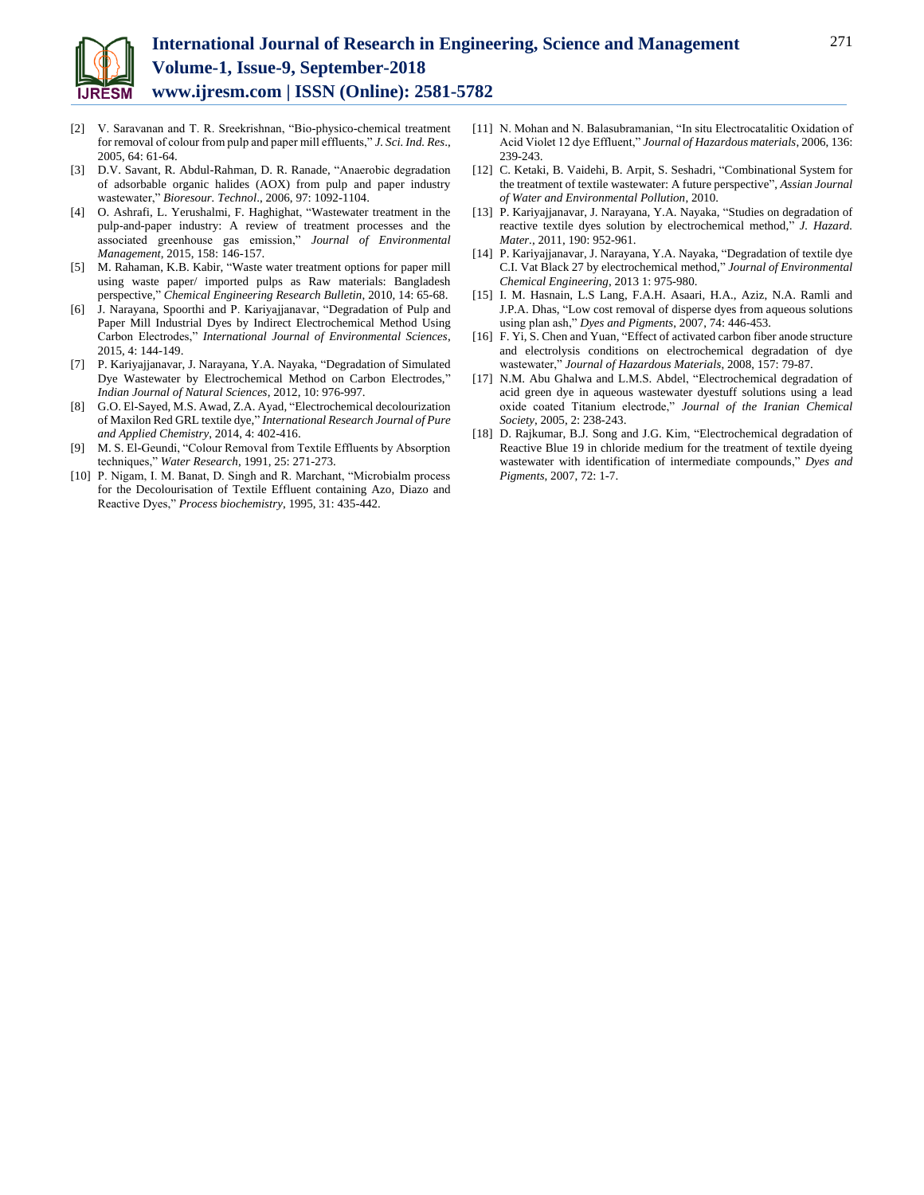[2] V. Saravanan and T. R. Sreekrishnan, "Bio-physico-chemical treatment for removal of colour from pulp and paper mill effluents," *J. Sci. Ind. Res*., 2005, 64: 61-64.

[3] D.V. Savant, R. Abdul-Rahman, D. R. Ranade, "Anaerobic degradation of adsorbable organic halides (AOX) from pulp and paper industry wastewater," *Bioresour. Technol*., 2006, 97: 1092-1104.

[4] O. Ashrafi, L. Yerushalmi, F. Haghighat, "Wastewater treatment in the pulp-and-paper industry: A review of treatment processes and the associated greenhouse gas emission," *Journal of Environmental Management*, 2015, 158: 146-157.

[5] M. Rahaman, K.B. Kabir, "Waste water treatment options for paper mill using waste paper/ imported pulps as Raw materials: Bangladesh perspective," *Chemical Engineering Research Bulletin*, 2010, 14: 65-68.

[6] J. Narayana, Spoorthi and P. Kariyajjanavar, "Degradation of Pulp and Paper Mill Industrial Dyes by Indirect Electrochemical Method Using Carbon Electrodes," *International Journal of Environmental Sciences*, 2015, 4: 144-149.

[7] P. Kariyajjanavar, J. Narayana, Y.A. Nayaka, "Degradation of Simulated Dye Wastewater by Electrochemical Method on Carbon Electrodes," *Indian Journal of Natural Sciences*, 2012, 10: 976-997.

[8] G.O. El-Sayed, M.S. Awad, Z.A. Ayad, "Electrochemical decolourization of Maxilon Red GRL textile dye," *International Research Journal of Pure and Applied Chemistry*, 2014, 4: 402-416.

[9] M. S. El-Geundi, "Colour Removal from Textile Effluents by Absorption techniques," *Water Research*, 1991, 25: 271-273.

[10] P. Nigam, I. M. Banat, D. Singh and R. Marchant, "Microbialm process for the Decolourisation of Textile Effluent containing Azo, Diazo and Reactive Dyes," *Process biochemistry*, 1995, 31: 435-442.

[11] N. Mohan and N. Balasubramanian, "In situ Electrocatalitic Oxidation of Acid Violet 12 dye Effluent," *Journal of Hazardous materials*, 2006, 136: 239-243.

[12] C. Ketaki, B. Vaidehi, B. Arpit, S. Seshadri, "Combinational System for the treatment of textile wastewater: A future perspective", *Assian Journal of Water and Environmental Pollution*, 2010.

[13] P. Kariyajjanavar, J. Narayana, Y.A. Nayaka, "Studies on degradation of reactive textile dyes solution by electrochemical method," *J. Hazard. Mater*., 2011, 190: 952-961.

[14] P. Kariyajjanavar, J. Narayana, Y.A. Nayaka, "Degradation of textile dye C.I. Vat Black 27 by electrochemical method," *Journal of Environmental Chemical Engineering*, 2013 1: 975-980.

[15] I. M. Hasnain, L.S Lang, F.A.H. Asaari, H.A., Aziz, N.A. Ramli and J.P.A. Dhas, "Low cost removal of disperse dyes from aqueous solutions using plan ash," *Dyes and Pigments*, 2007, 74: 446-453.

[16] F. Yi, S. Chen and Yuan, "Effect of activated carbon fiber anode structure and electrolysis conditions on electrochemical degradation of dye wastewater," *Journal of Hazardous Materials*, 2008, 157: 79-87.

[17] N.M. Abu Ghalwa and L.M.S. Abdel, "Electrochemical degradation of acid green dye in aqueous wastewater dyestuff solutions using a lead oxide coated Titanium electrode," *Journal of the Iranian Chemical Society*, 2005, 2: 238-243.

[18] D. Rajkumar, B.J. Song and J.G. Kim, "Electrochemical degradation of Reactive Blue 19 in chloride medium for the treatment of textile dyeing wastewater with identification of intermediate compounds," *Dyes and Pigments*, 2007, 72: 1-7.